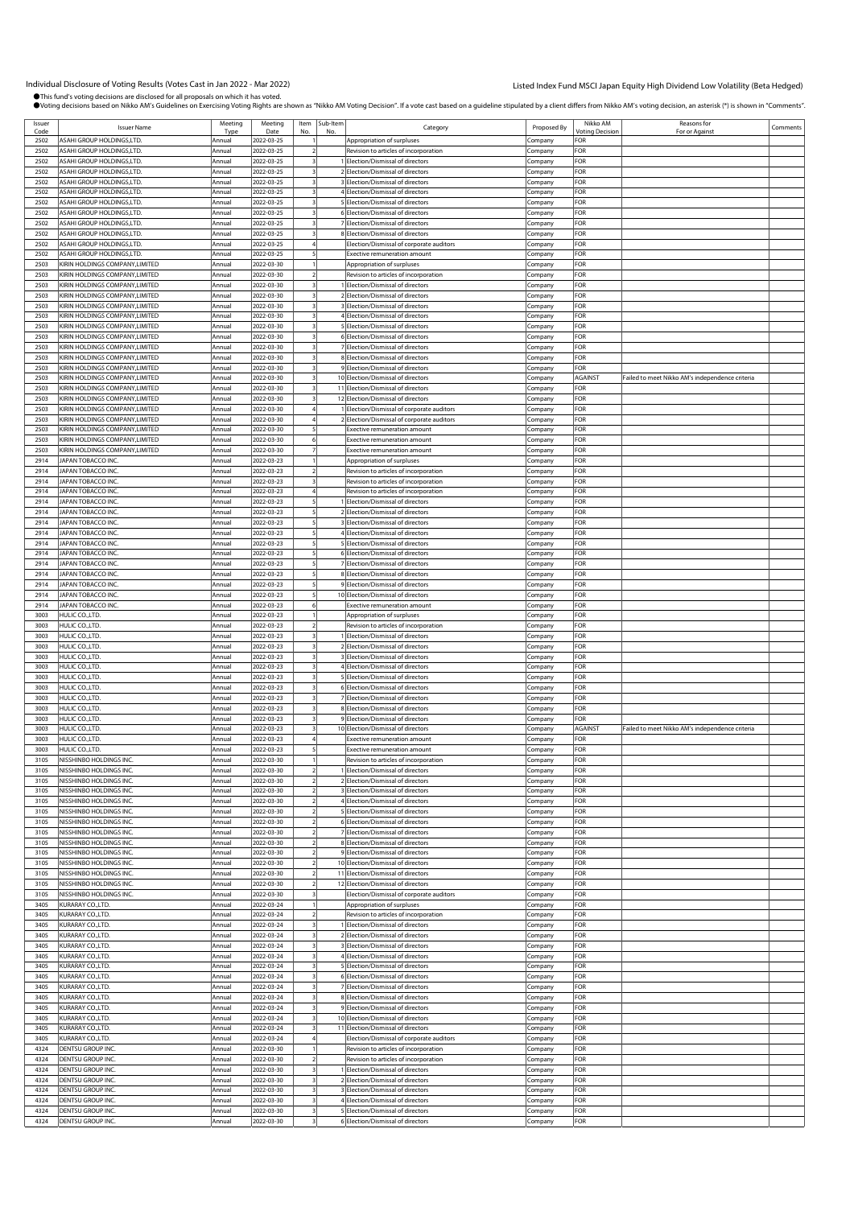# Individual Disclosure of Voting Results (Votes Cast in Jan 2022 - Mar 2022)

Listed Index Fund MSCI Japan Equity High Dividend Low Volatility (Beta Hedged)

●This fund's voting decisions are disclosed for all proposals on which it has voted.
●Voting decisions based on Nikko AM's Guidelines on Exercising Voting Rights are shown as "Nikko AM Voting Decision". If a vote cast based on a guideline stipulated by a client differs from Nikko AM's voting decision, an asterisk (*) is shown in "Comments".

| Issuer Code | Issuer Name | Meeting Type | Meeting Date | Item No. | Sub-Item No. | Category | Proposed By | Nikko AM Voting Decision | Reasons for For or Against | Comments |
|---|---|---|---|---|---|---|---|---|---|---|
| 2502 | ASAHI GROUP HOLDINGS,LTD. | Annual | 2022-03-25 | 1 | | Appropriation of surpluses | Company | FOR | | |
| 2502 | ASAHI GROUP HOLDINGS,LTD. | Annual | 2022-03-25 | 2 | | Revision to articles of incorporation | Company | FOR | | |
| 2502 | ASAHI GROUP HOLDINGS,LTD. | Annual | 2022-03-25 | 3 | 1 | Election/Dismissal of directors | Company | FOR | | |
| 2502 | ASAHI GROUP HOLDINGS,LTD. | Annual | 2022-03-25 | 3 | 2 | Election/Dismissal of directors | Company | FOR | | |
| 2502 | ASAHI GROUP HOLDINGS,LTD. | Annual | 2022-03-25 | 3 | 3 | Election/Dismissal of directors | Company | FOR | | |
| 2502 | ASAHI GROUP HOLDINGS,LTD. | Annual | 2022-03-25 | 3 | 4 | Election/Dismissal of directors | Company | FOR | | |
| 2502 | ASAHI GROUP HOLDINGS,LTD. | Annual | 2022-03-25 | 3 | 5 | Election/Dismissal of directors | Company | FOR | | |
| 2502 | ASAHI GROUP HOLDINGS,LTD. | Annual | 2022-03-25 | 3 | 6 | Election/Dismissal of directors | Company | FOR | | |
| 2502 | ASAHI GROUP HOLDINGS,LTD. | Annual | 2022-03-25 | 3 | 7 | Election/Dismissal of directors | Company | FOR | | |
| 2502 | ASAHI GROUP HOLDINGS,LTD. | Annual | 2022-03-25 | 3 | 8 | Election/Dismissal of directors | Company | FOR | | |
| 2502 | ASAHI GROUP HOLDINGS,LTD. | Annual | 2022-03-25 | 4 | | Election/Dismissal of corporate auditors | Company | FOR | | |
| 2502 | ASAHI GROUP HOLDINGS,LTD. | Annual | 2022-03-25 | 5 | | Exective remuneration amount | Company | FOR | | |
| 2503 | KIRIN HOLDINGS COMPANY,LIMITED | Annual | 2022-03-30 | 1 | | Appropriation of surpluses | Company | FOR | | |
| 2503 | KIRIN HOLDINGS COMPANY,LIMITED | Annual | 2022-03-30 | 2 | | Revision to articles of incorporation | Company | FOR | | |
| 2503 | KIRIN HOLDINGS COMPANY,LIMITED | Annual | 2022-03-30 | 3 | 1 | Election/Dismissal of directors | Company | FOR | | |
| 2503 | KIRIN HOLDINGS COMPANY,LIMITED | Annual | 2022-03-30 | 3 | 2 | Election/Dismissal of directors | Company | FOR | | |
| 2503 | KIRIN HOLDINGS COMPANY,LIMITED | Annual | 2022-03-30 | 3 | 3 | Election/Dismissal of directors | Company | FOR | | |
| 2503 | KIRIN HOLDINGS COMPANY,LIMITED | Annual | 2022-03-30 | 3 | 4 | Election/Dismissal of directors | Company | FOR | | |
| 2503 | KIRIN HOLDINGS COMPANY,LIMITED | Annual | 2022-03-30 | 3 | 5 | Election/Dismissal of directors | Company | FOR | | |
| 2503 | KIRIN HOLDINGS COMPANY,LIMITED | Annual | 2022-03-30 | 3 | 6 | Election/Dismissal of directors | Company | FOR | | |
| 2503 | KIRIN HOLDINGS COMPANY,LIMITED | Annual | 2022-03-30 | 3 | 7 | Election/Dismissal of directors | Company | FOR | | |
| 2503 | KIRIN HOLDINGS COMPANY,LIMITED | Annual | 2022-03-30 | 3 | 8 | Election/Dismissal of directors | Company | FOR | | |
| 2503 | KIRIN HOLDINGS COMPANY,LIMITED | Annual | 2022-03-30 | 3 | 9 | Election/Dismissal of directors | Company | FOR | | |
| 2503 | KIRIN HOLDINGS COMPANY,LIMITED | Annual | 2022-03-30 | 3 | 10 | Election/Dismissal of directors | Company | AGAINST | Failed to meet Nikko AM's independence criteria | |
| 2503 | KIRIN HOLDINGS COMPANY,LIMITED | Annual | 2022-03-30 | 3 | 11 | Election/Dismissal of directors | Company | FOR | | |
| 2503 | KIRIN HOLDINGS COMPANY,LIMITED | Annual | 2022-03-30 | 3 | 12 | Election/Dismissal of directors | Company | FOR | | |
| 2503 | KIRIN HOLDINGS COMPANY,LIMITED | Annual | 2022-03-30 | 4 | 1 | Election/Dismissal of corporate auditors | Company | FOR | | |
| 2503 | KIRIN HOLDINGS COMPANY,LIMITED | Annual | 2022-03-30 | 4 | 2 | Election/Dismissal of corporate auditors | Company | FOR | | |
| 2503 | KIRIN HOLDINGS COMPANY,LIMITED | Annual | 2022-03-30 | 5 | | Exective remuneration amount | Company | FOR | | |
| 2503 | KIRIN HOLDINGS COMPANY,LIMITED | Annual | 2022-03-30 | 6 | | Exective remuneration amount | Company | FOR | | |
| 2503 | KIRIN HOLDINGS COMPANY,LIMITED | Annual | 2022-03-30 | 7 | | Exective remuneration amount | Company | FOR | | |
| 2914 | JAPAN TOBACCO INC. | Annual | 2022-03-23 | 1 | | Appropriation of surpluses | Company | FOR | | |
| 2914 | JAPAN TOBACCO INC. | Annual | 2022-03-23 | 2 | | Revision to articles of incorporation | Company | FOR | | |
| 2914 | JAPAN TOBACCO INC. | Annual | 2022-03-23 | 3 | | Revision to articles of incorporation | Company | FOR | | |
| 2914 | JAPAN TOBACCO INC. | Annual | 2022-03-23 | 4 | | Revision to articles of incorporation | Company | FOR | | |
| 2914 | JAPAN TOBACCO INC. | Annual | 2022-03-23 | 5 | 1 | Election/Dismissal of directors | Company | FOR | | |
| 2914 | JAPAN TOBACCO INC. | Annual | 2022-03-23 | 5 | 2 | Election/Dismissal of directors | Company | FOR | | |
| 2914 | JAPAN TOBACCO INC. | Annual | 2022-03-23 | 5 | 3 | Election/Dismissal of directors | Company | FOR | | |
| 2914 | JAPAN TOBACCO INC. | Annual | 2022-03-23 | 5 | 4 | Election/Dismissal of directors | Company | FOR | | |
| 2914 | JAPAN TOBACCO INC. | Annual | 2022-03-23 | 5 | 5 | Election/Dismissal of directors | Company | FOR | | |
| 2914 | JAPAN TOBACCO INC. | Annual | 2022-03-23 | 5 | 6 | Election/Dismissal of directors | Company | FOR | | |
| 2914 | JAPAN TOBACCO INC. | Annual | 2022-03-23 | 5 | 7 | Election/Dismissal of directors | Company | FOR | | |
| 2914 | JAPAN TOBACCO INC. | Annual | 2022-03-23 | 5 | 8 | Election/Dismissal of directors | Company | FOR | | |
| 2914 | JAPAN TOBACCO INC. | Annual | 2022-03-23 | 5 | 9 | Election/Dismissal of directors | Company | FOR | | |
| 2914 | JAPAN TOBACCO INC. | Annual | 2022-03-23 | 5 | 10 | Election/Dismissal of directors | Company | FOR | | |
| 2914 | JAPAN TOBACCO INC. | Annual | 2022-03-23 | 6 | | Exective remuneration amount | Company | FOR | | |
| 3003 | HULIC CO.,LTD. | Annual | 2022-03-23 | 1 | | Appropriation of surpluses | Company | FOR | | |
| 3003 | HULIC CO.,LTD. | Annual | 2022-03-23 | 2 | | Revision to articles of incorporation | Company | FOR | | |
| 3003 | HULIC CO.,LTD. | Annual | 2022-03-23 | 3 | 1 | Election/Dismissal of directors | Company | FOR | | |
| 3003 | HULIC CO.,LTD. | Annual | 2022-03-23 | 3 | 2 | Election/Dismissal of directors | Company | FOR | | |
| 3003 | HULIC CO.,LTD. | Annual | 2022-03-23 | 3 | 3 | Election/Dismissal of directors | Company | FOR | | |
| 3003 | HULIC CO.,LTD. | Annual | 2022-03-23 | 3 | 4 | Election/Dismissal of directors | Company | FOR | | |
| 3003 | HULIC CO.,LTD. | Annual | 2022-03-23 | 3 | 5 | Election/Dismissal of directors | Company | FOR | | |
| 3003 | HULIC CO.,LTD. | Annual | 2022-03-23 | 3 | 6 | Election/Dismissal of directors | Company | FOR | | |
| 3003 | HULIC CO.,LTD. | Annual | 2022-03-23 | 3 | 7 | Election/Dismissal of directors | Company | FOR | | |
| 3003 | HULIC CO.,LTD. | Annual | 2022-03-23 | 3 | 8 | Election/Dismissal of directors | Company | FOR | | |
| 3003 | HULIC CO.,LTD. | Annual | 2022-03-23 | 3 | 9 | Election/Dismissal of directors | Company | FOR | | |
| 3003 | HULIC CO.,LTD. | Annual | 2022-03-23 | 3 | 10 | Election/Dismissal of directors | Company | AGAINST | Failed to meet Nikko AM's independence criteria | |
| 3003 | HULIC CO.,LTD. | Annual | 2022-03-23 | 4 | | Exective remuneration amount | Company | FOR | | |
| 3003 | HULIC CO.,LTD. | Annual | 2022-03-23 | 5 | | Exective remuneration amount | Company | FOR | | |
| 3105 | NISSHINBO HOLDINGS INC. | Annual | 2022-03-30 | 1 | | Revision to articles of incorporation | Company | FOR | | |
| 3105 | NISSHINBO HOLDINGS INC. | Annual | 2022-03-30 | 2 | 1 | Election/Dismissal of directors | Company | FOR | | |
| 3105 | NISSHINBO HOLDINGS INC. | Annual | 2022-03-30 | 2 | 2 | Election/Dismissal of directors | Company | FOR | | |
| 3105 | NISSHINBO HOLDINGS INC. | Annual | 2022-03-30 | 2 | 3 | Election/Dismissal of directors | Company | FOR | | |
| 3105 | NISSHINBO HOLDINGS INC. | Annual | 2022-03-30 | 2 | 4 | Election/Dismissal of directors | Company | FOR | | |
| 3105 | NISSHINBO HOLDINGS INC. | Annual | 2022-03-30 | 2 | 5 | Election/Dismissal of directors | Company | FOR | | |
| 3105 | NISSHINBO HOLDINGS INC. | Annual | 2022-03-30 | 2 | 6 | Election/Dismissal of directors | Company | FOR | | |
| 3105 | NISSHINBO HOLDINGS INC. | Annual | 2022-03-30 | 2 | 7 | Election/Dismissal of directors | Company | FOR | | |
| 3105 | NISSHINBO HOLDINGS INC. | Annual | 2022-03-30 | 2 | 8 | Election/Dismissal of directors | Company | FOR | | |
| 3105 | NISSHINBO HOLDINGS INC. | Annual | 2022-03-30 | 2 | 9 | Election/Dismissal of directors | Company | FOR | | |
| 3105 | NISSHINBO HOLDINGS INC. | Annual | 2022-03-30 | 2 | 10 | Election/Dismissal of directors | Company | FOR | | |
| 3105 | NISSHINBO HOLDINGS INC. | Annual | 2022-03-30 | 2 | 11 | Election/Dismissal of directors | Company | FOR | | |
| 3105 | NISSHINBO HOLDINGS INC. | Annual | 2022-03-30 | 2 | 12 | Election/Dismissal of directors | Company | FOR | | |
| 3105 | NISSHINBO HOLDINGS INC. | Annual | 2022-03-30 | 3 | | Election/Dismissal of corporate auditors | Company | FOR | | |
| 3405 | KURARAY CO.,LTD. | Annual | 2022-03-24 | 1 | | Appropriation of surpluses | Company | FOR | | |
| 3405 | KURARAY CO.,LTD. | Annual | 2022-03-24 | 2 | | Revision to articles of incorporation | Company | FOR | | |
| 3405 | KURARAY CO.,LTD. | Annual | 2022-03-24 | 3 | 1 | Election/Dismissal of directors | Company | FOR | | |
| 3405 | KURARAY CO.,LTD. | Annual | 2022-03-24 | 3 | 2 | Election/Dismissal of directors | Company | FOR | | |
| 3405 | KURARAY CO.,LTD. | Annual | 2022-03-24 | 3 | 3 | Election/Dismissal of directors | Company | FOR | | |
| 3405 | KURARAY CO.,LTD. | Annual | 2022-03-24 | 3 | 4 | Election/Dismissal of directors | Company | FOR | | |
| 3405 | KURARAY CO.,LTD. | Annual | 2022-03-24 | 3 | 5 | Election/Dismissal of directors | Company | FOR | | |
| 3405 | KURARAY CO.,LTD. | Annual | 2022-03-24 | 3 | 6 | Election/Dismissal of directors | Company | FOR | | |
| 3405 | KURARAY CO.,LTD. | Annual | 2022-03-24 | 3 | 7 | Election/Dismissal of directors | Company | FOR | | |
| 3405 | KURARAY CO.,LTD. | Annual | 2022-03-24 | 3 | 8 | Election/Dismissal of directors | Company | FOR | | |
| 3405 | KURARAY CO.,LTD. | Annual | 2022-03-24 | 3 | 9 | Election/Dismissal of directors | Company | FOR | | |
| 3405 | KURARAY CO.,LTD. | Annual | 2022-03-24 | 3 | 10 | Election/Dismissal of directors | Company | FOR | | |
| 3405 | KURARAY CO.,LTD. | Annual | 2022-03-24 | 3 | 11 | Election/Dismissal of directors | Company | FOR | | |
| 3405 | KURARAY CO.,LTD. | Annual | 2022-03-24 | 4 | | Election/Dismissal of corporate auditors | Company | FOR | | |
| 4324 | DENTSU GROUP INC. | Annual | 2022-03-30 | 1 | | Revision to articles of incorporation | Company | FOR | | |
| 4324 | DENTSU GROUP INC. | Annual | 2022-03-30 | 2 | | Revision to articles of incorporation | Company | FOR | | |
| 4324 | DENTSU GROUP INC. | Annual | 2022-03-30 | 3 | 1 | Election/Dismissal of directors | Company | FOR | | |
| 4324 | DENTSU GROUP INC. | Annual | 2022-03-30 | 3 | 2 | Election/Dismissal of directors | Company | FOR | | |
| 4324 | DENTSU GROUP INC. | Annual | 2022-03-30 | 3 | 3 | Election/Dismissal of directors | Company | FOR | | |
| 4324 | DENTSU GROUP INC. | Annual | 2022-03-30 | 3 | 4 | Election/Dismissal of directors | Company | FOR | | |
| 4324 | DENTSU GROUP INC. | Annual | 2022-03-30 | 3 | 5 | Election/Dismissal of directors | Company | FOR | | |
| 4324 | DENTSU GROUP INC. | Annual | 2022-03-30 | 3 | 6 | Election/Dismissal of directors | Company | FOR | | |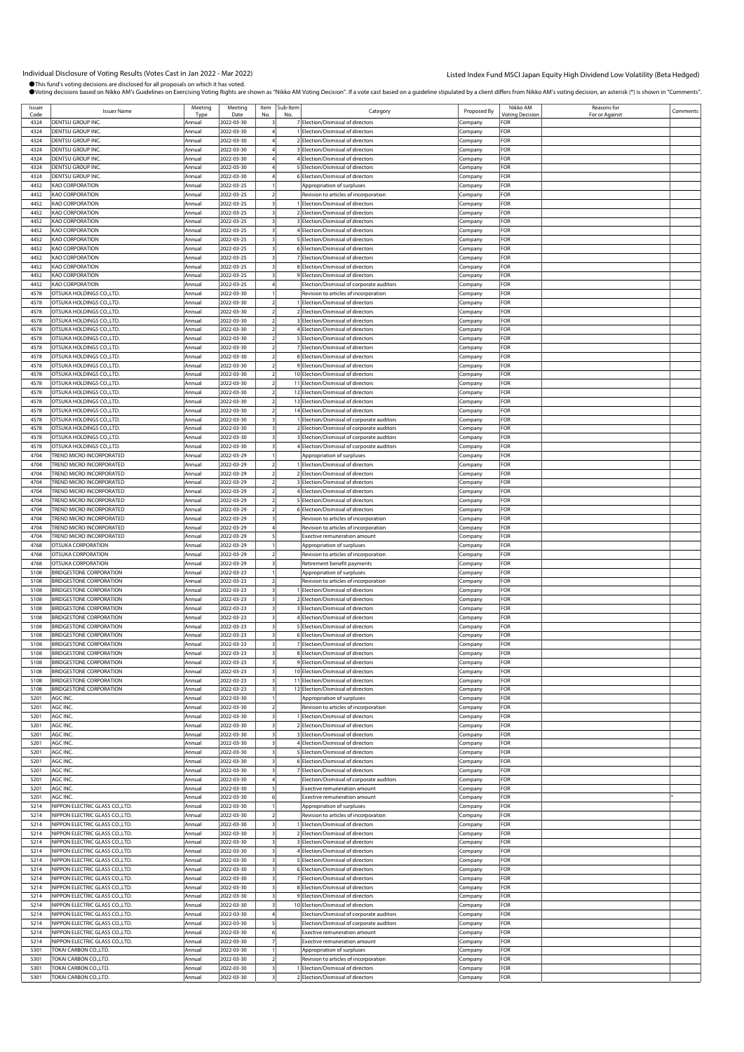Individual Disclosure of Voting Results (Votes Cast in Jan 2022 - Mar 2022)

Listed Index Fund MSCI Japan Equity High Dividend Low Volatility (Beta Hedged)

●This fund's voting decisions are disclosed for all proposals on which it has voted.
●Voting decisions based on Nikko AM's Guidelines on Exercising Voting Rights are shown as "Nikko AM Voting Decision". If a vote cast based on a guideline stipulated by a client differs from Nikko AM's voting decision, an asterisk (*) is shown in "Comments".

| Issuer Code | Issuer Name | Meeting Type | Meeting Date | Item No. | Sub-Item No. | Category | Proposed By | Nikko AM Voting Decision | Reasons for For or Against | Comments |
|---|---|---|---|---|---|---|---|---|---|---|
| 4324 | DENTSU GROUP INC. | Annual | 2022-03-30 | 3 | 7 | Election/Dismissal of directors | Company | FOR | | |
| 4324 | DENTSU GROUP INC. | Annual | 2022-03-30 | 4 | 1 | Election/Dismissal of directors | Company | FOR | | |
| 4324 | DENTSU GROUP INC. | Annual | 2022-03-30 | 4 | 2 | Election/Dismissal of directors | Company | FOR | | |
| 4324 | DENTSU GROUP INC. | Annual | 2022-03-30 | 4 | 3 | Election/Dismissal of directors | Company | FOR | | |
| 4324 | DENTSU GROUP INC. | Annual | 2022-03-30 | 4 | 4 | Election/Dismissal of directors | Company | FOR | | |
| 4324 | DENTSU GROUP INC. | Annual | 2022-03-30 | 4 | 5 | Election/Dismissal of directors | Company | FOR | | |
| 4324 | DENTSU GROUP INC. | Annual | 2022-03-30 | 4 | 6 | Election/Dismissal of directors | Company | FOR | | |
| 4452 | KAO CORPORATION | Annual | 2022-03-25 | 1 | | Appropriation of surpluses | Company | FOR | | |
| 4452 | KAO CORPORATION | Annual | 2022-03-25 | 2 | | Revision to articles of incorporation | Company | FOR | | |
| 4452 | KAO CORPORATION | Annual | 2022-03-25 | 3 | 1 | Election/Dismissal of directors | Company | FOR | | |
| 4452 | KAO CORPORATION | Annual | 2022-03-25 | 3 | 2 | Election/Dismissal of directors | Company | FOR | | |
| 4452 | KAO CORPORATION | Annual | 2022-03-25 | 3 | 3 | Election/Dismissal of directors | Company | FOR | | |
| 4452 | KAO CORPORATION | Annual | 2022-03-25 | 3 | 4 | Election/Dismissal of directors | Company | FOR | | |
| 4452 | KAO CORPORATION | Annual | 2022-03-25 | 3 | 5 | Election/Dismissal of directors | Company | FOR | | |
| 4452 | KAO CORPORATION | Annual | 2022-03-25 | 3 | 6 | Election/Dismissal of directors | Company | FOR | | |
| 4452 | KAO CORPORATION | Annual | 2022-03-25 | 3 | 7 | Election/Dismissal of directors | Company | FOR | | |
| 4452 | KAO CORPORATION | Annual | 2022-03-25 | 3 | 8 | Election/Dismissal of directors | Company | FOR | | |
| 4452 | KAO CORPORATION | Annual | 2022-03-25 | 3 | 9 | Election/Dismissal of directors | Company | FOR | | |
| 4452 | KAO CORPORATION | Annual | 2022-03-25 | 4 | | Election/Dismissal of corporate auditors | Company | FOR | | |
| 4578 | OTSUKA HOLDINGS CO.,LTD. | Annual | 2022-03-30 | 1 | | Revision to articles of incorporation | Company | FOR | | |
| 4578 | OTSUKA HOLDINGS CO.,LTD. | Annual | 2022-03-30 | 2 | 1 | Election/Dismissal of directors | Company | FOR | | |
| 4578 | OTSUKA HOLDINGS CO.,LTD. | Annual | 2022-03-30 | 2 | 2 | Election/Dismissal of directors | Company | FOR | | |
| 4578 | OTSUKA HOLDINGS CO.,LTD. | Annual | 2022-03-30 | 2 | 3 | Election/Dismissal of directors | Company | FOR | | |
| 4578 | OTSUKA HOLDINGS CO.,LTD. | Annual | 2022-03-30 | 2 | 4 | Election/Dismissal of directors | Company | FOR | | |
| 4578 | OTSUKA HOLDINGS CO.,LTD. | Annual | 2022-03-30 | 2 | 5 | Election/Dismissal of directors | Company | FOR | | |
| 4578 | OTSUKA HOLDINGS CO.,LTD. | Annual | 2022-03-30 | 2 | 7 | Election/Dismissal of directors | Company | FOR | | |
| 4578 | OTSUKA HOLDINGS CO.,LTD. | Annual | 2022-03-30 | 2 | 8 | Election/Dismissal of directors | Company | FOR | | |
| 4578 | OTSUKA HOLDINGS CO.,LTD. | Annual | 2022-03-30 | 2 | 9 | Election/Dismissal of directors | Company | FOR | | |
| 4578 | OTSUKA HOLDINGS CO.,LTD. | Annual | 2022-03-30 | 2 | 10 | Election/Dismissal of directors | Company | FOR | | |
| 4578 | OTSUKA HOLDINGS CO.,LTD. | Annual | 2022-03-30 | 2 | 11 | Election/Dismissal of directors | Company | FOR | | |
| 4578 | OTSUKA HOLDINGS CO.,LTD. | Annual | 2022-03-30 | 2 | 12 | Election/Dismissal of directors | Company | FOR | | |
| 4578 | OTSUKA HOLDINGS CO.,LTD. | Annual | 2022-03-30 | 2 | 13 | Election/Dismissal of directors | Company | FOR | | |
| 4578 | OTSUKA HOLDINGS CO.,LTD. | Annual | 2022-03-30 | 2 | 14 | Election/Dismissal of directors | Company | FOR | | |
| 4578 | OTSUKA HOLDINGS CO.,LTD. | Annual | 2022-03-30 | 3 | 1 | Election/Dismissal of corporate auditors | Company | FOR | | |
| 4578 | OTSUKA HOLDINGS CO.,LTD. | Annual | 2022-03-30 | 3 | 2 | Election/Dismissal of corporate auditors | Company | FOR | | |
| 4578 | OTSUKA HOLDINGS CO.,LTD. | Annual | 2022-03-30 | 3 | 3 | Election/Dismissal of corporate auditors | Company | FOR | | |
| 4578 | OTSUKA HOLDINGS CO.,LTD. | Annual | 2022-03-30 | 3 | 4 | Election/Dismissal of corporate auditors | Company | FOR | | |
| 4704 | TREND MICRO INCORPORATED | Annual | 2022-03-29 | 1 | | Appropriation of surpluses | Company | FOR | | |
| 4704 | TREND MICRO INCORPORATED | Annual | 2022-03-29 | 2 | 1 | Election/Dismissal of directors | Company | FOR | | |
| 4704 | TREND MICRO INCORPORATED | Annual | 2022-03-29 | 2 | 2 | Election/Dismissal of directors | Company | FOR | | |
| 4704 | TREND MICRO INCORPORATED | Annual | 2022-03-29 | 2 | 3 | Election/Dismissal of directors | Company | FOR | | |
| 4704 | TREND MICRO INCORPORATED | Annual | 2022-03-29 | 2 | 4 | Election/Dismissal of directors | Company | FOR | | |
| 4704 | TREND MICRO INCORPORATED | Annual | 2022-03-29 | 2 | 5 | Election/Dismissal of directors | Company | FOR | | |
| 4704 | TREND MICRO INCORPORATED | Annual | 2022-03-29 | 2 | 6 | Election/Dismissal of directors | Company | FOR | | |
| 4704 | TREND MICRO INCORPORATED | Annual | 2022-03-29 | 3 | | Revision to articles of incorporation | Company | FOR | | |
| 4704 | TREND MICRO INCORPORATED | Annual | 2022-03-29 | 4 | | Revision to articles of incorporation | Company | FOR | | |
| 4704 | TREND MICRO INCORPORATED | Annual | 2022-03-29 | 5 | | Exective remuneration amount | Company | FOR | | |
| 4768 | OTSUKA CORPORATION | Annual | 2022-03-29 | 1 | | Appropriation of surpluses | Company | FOR | | |
| 4768 | OTSUKA CORPORATION | Annual | 2022-03-29 | 2 | | Revision to articles of incorporation | Company | FOR | | |
| 4768 | OTSUKA CORPORATION | Annual | 2022-03-29 | 3 | | Retirement benefit payments | Company | FOR | | |
| 5108 | BRIDGESTONE CORPORATION | Annual | 2022-03-23 | 1 | | Appropriation of surpluses | Company | FOR | | |
| 5108 | BRIDGESTONE CORPORATION | Annual | 2022-03-23 | 2 | | Revision to articles of incorporation | Company | FOR | | |
| 5108 | BRIDGESTONE CORPORATION | Annual | 2022-03-23 | 3 | 1 | Election/Dismissal of directors | Company | FOR | | |
| 5108 | BRIDGESTONE CORPORATION | Annual | 2022-03-23 | 3 | 2 | Election/Dismissal of directors | Company | FOR | | |
| 5108 | BRIDGESTONE CORPORATION | Annual | 2022-03-23 | 3 | 3 | Election/Dismissal of directors | Company | FOR | | |
| 5108 | BRIDGESTONE CORPORATION | Annual | 2022-03-23 | 3 | 4 | Election/Dismissal of directors | Company | FOR | | |
| 5108 | BRIDGESTONE CORPORATION | Annual | 2022-03-23 | 3 | 5 | Election/Dismissal of directors | Company | FOR | | |
| 5108 | BRIDGESTONE CORPORATION | Annual | 2022-03-23 | 3 | 6 | Election/Dismissal of directors | Company | FOR | | |
| 5108 | BRIDGESTONE CORPORATION | Annual | 2022-03-23 | 3 | 7 | Election/Dismissal of directors | Company | FOR | | |
| 5108 | BRIDGESTONE CORPORATION | Annual | 2022-03-23 | 3 | 8 | Election/Dismissal of directors | Company | FOR | | |
| 5108 | BRIDGESTONE CORPORATION | Annual | 2022-03-23 | 3 | 9 | Election/Dismissal of directors | Company | FOR | | |
| 5108 | BRIDGESTONE CORPORATION | Annual | 2022-03-23 | 3 | 10 | Election/Dismissal of directors | Company | FOR | | |
| 5108 | BRIDGESTONE CORPORATION | Annual | 2022-03-23 | 3 | 11 | Election/Dismissal of directors | Company | FOR | | |
| 5108 | BRIDGESTONE CORPORATION | Annual | 2022-03-23 | 3 | 12 | Election/Dismissal of directors | Company | FOR | | |
| 5201 | AGC INC. | Annual | 2022-03-30 | 1 | | Appropriation of surpluses | Company | FOR | | |
| 5201 | AGC INC. | Annual | 2022-03-30 | 2 | | Revision to articles of incorporation | Company | FOR | | |
| 5201 | AGC INC. | Annual | 2022-03-30 | 3 | 1 | Election/Dismissal of directors | Company | FOR | | |
| 5201 | AGC INC. | Annual | 2022-03-30 | 3 | 2 | Election/Dismissal of directors | Company | FOR | | |
| 5201 | AGC INC. | Annual | 2022-03-30 | 3 | 3 | Election/Dismissal of directors | Company | FOR | | |
| 5201 | AGC INC. | Annual | 2022-03-30 | 3 | 4 | Election/Dismissal of directors | Company | FOR | | |
| 5201 | AGC INC. | Annual | 2022-03-30 | 3 | 5 | Election/Dismissal of directors | Company | FOR | | |
| 5201 | AGC INC. | Annual | 2022-03-30 | 3 | 6 | Election/Dismissal of directors | Company | FOR | | |
| 5201 | AGC INC. | Annual | 2022-03-30 | 3 | 7 | Election/Dismissal of directors | Company | FOR | | |
| 5201 | AGC INC. | Annual | 2022-03-30 | 4 | | Election/Dismissal of corporate auditors | Company | FOR | | |
| 5201 | AGC INC. | Annual | 2022-03-30 | 5 | | Exective remuneration amount | Company | FOR | | |
| 5201 | AGC INC. | Annual | 2022-03-30 | 6 | | Exective remuneration amount | Company | FOR | | * |
| 5214 | NIPPON ELECTRIC GLASS CO.,LTD. | Annual | 2022-03-30 | 1 | | Appropriation of surpluses | Company | FOR | | |
| 5214 | NIPPON ELECTRIC GLASS CO.,LTD. | Annual | 2022-03-30 | 2 | | Revision to articles of incorporation | Company | FOR | | |
| 5214 | NIPPON ELECTRIC GLASS CO.,LTD. | Annual | 2022-03-30 | 3 | 1 | Election/Dismissal of directors | Company | FOR | | |
| 5214 | NIPPON ELECTRIC GLASS CO.,LTD. | Annual | 2022-03-30 | 3 | 2 | Election/Dismissal of directors | Company | FOR | | |
| 5214 | NIPPON ELECTRIC GLASS CO.,LTD. | Annual | 2022-03-30 | 3 | 3 | Election/Dismissal of directors | Company | FOR | | |
| 5214 | NIPPON ELECTRIC GLASS CO.,LTD. | Annual | 2022-03-30 | 3 | 4 | Election/Dismissal of directors | Company | FOR | | |
| 5214 | NIPPON ELECTRIC GLASS CO.,LTD. | Annual | 2022-03-30 | 3 | 5 | Election/Dismissal of directors | Company | FOR | | |
| 5214 | NIPPON ELECTRIC GLASS CO.,LTD. | Annual | 2022-03-30 | 3 | 6 | Election/Dismissal of directors | Company | FOR | | |
| 5214 | NIPPON ELECTRIC GLASS CO.,LTD. | Annual | 2022-03-30 | 3 | 7 | Election/Dismissal of directors | Company | FOR | | |
| 5214 | NIPPON ELECTRIC GLASS CO.,LTD. | Annual | 2022-03-30 | 3 | 8 | Election/Dismissal of directors | Company | FOR | | |
| 5214 | NIPPON ELECTRIC GLASS CO.,LTD. | Annual | 2022-03-30 | 3 | 9 | Election/Dismissal of directors | Company | FOR | | |
| 5214 | NIPPON ELECTRIC GLASS CO.,LTD. | Annual | 2022-03-30 | 3 | 10 | Election/Dismissal of directors | Company | FOR | | |
| 5214 | NIPPON ELECTRIC GLASS CO.,LTD. | Annual | 2022-03-30 | 4 | | Election/Dismissal of corporate auditors | Company | FOR | | |
| 5214 | NIPPON ELECTRIC GLASS CO.,LTD. | Annual | 2022-03-30 | 5 | | Election/Dismissal of corporate auditors | Company | FOR | | |
| 5214 | NIPPON ELECTRIC GLASS CO.,LTD. | Annual | 2022-03-30 | 6 | | Exective remuneration amount | Company | FOR | | |
| 5214 | NIPPON ELECTRIC GLASS CO.,LTD. | Annual | 2022-03-30 | 7 | | Exective remuneration amount | Company | FOR | | |
| 5301 | TOKAI CARBON CO.,LTD. | Annual | 2022-03-30 | 1 | | Appropriation of surpluses | Company | FOR | | |
| 5301 | TOKAI CARBON CO.,LTD. | Annual | 2022-03-30 | 2 | | Revision to articles of incorporation | Company | FOR | | |
| 5301 | TOKAI CARBON CO.,LTD. | Annual | 2022-03-30 | 3 | 1 | Election/Dismissal of directors | Company | FOR | | |
| 5301 | TOKAI CARBON CO.,LTD. | Annual | 2022-03-30 | 3 | 2 | Election/Dismissal of directors | Company | FOR | | |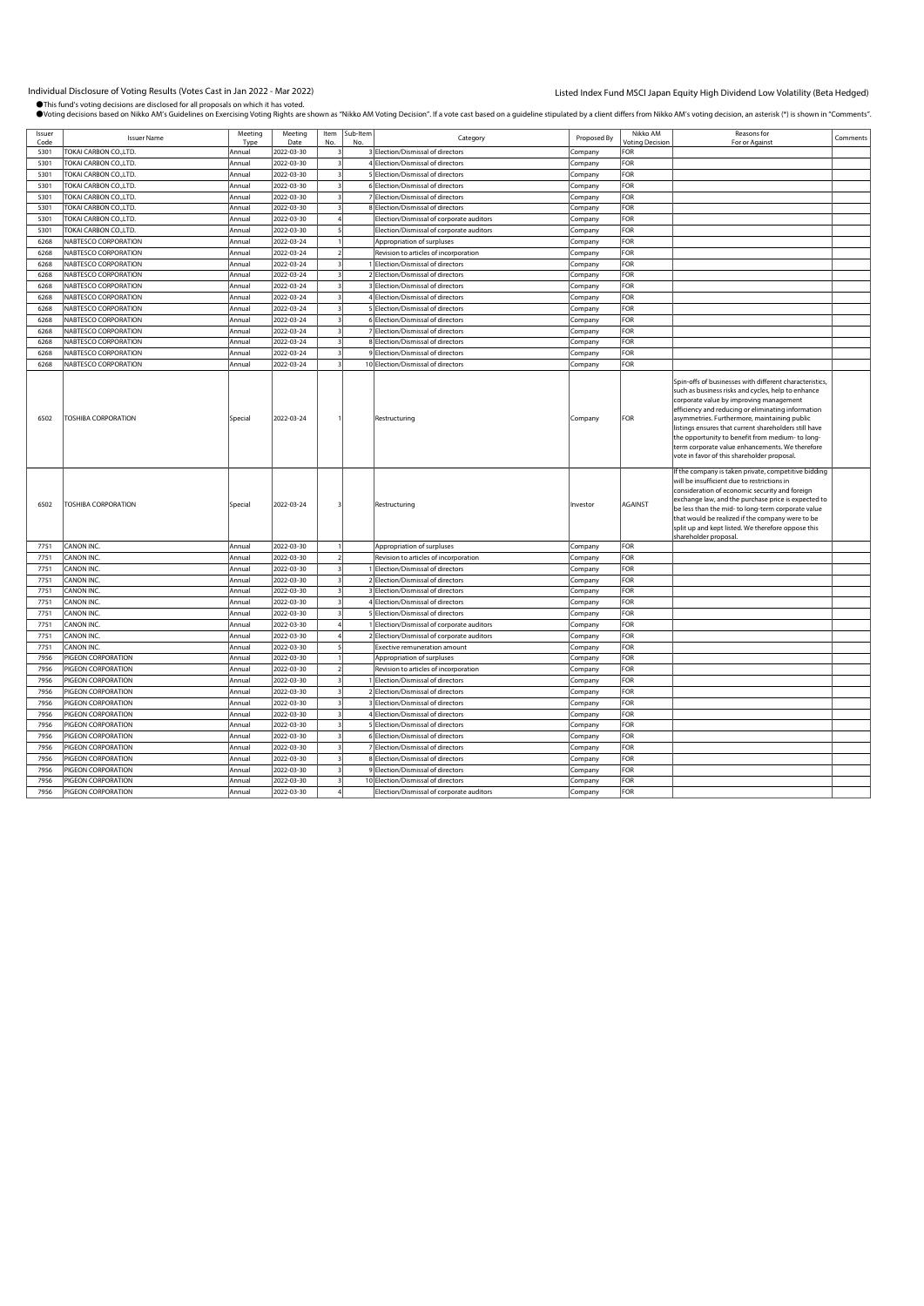Individual Disclosure of Voting Results (Votes Cast in Jan 2022 - Mar 2022)

Listed Index Fund MSCI Japan Equity High Dividend Low Volatility (Beta Hedged)

●This fund's voting decisions are disclosed for all proposals on which it has voted.
●Voting decisions based on Nikko AM's Guidelines on Exercising Voting Rights are shown as "Nikko AM Voting Decision". If a vote cast based on a guideline stipulated by a client differs from Nikko AM's voting decision, an asterisk (*) is shown in "Comments".

| Issuer Code | Issuer Name | Meeting Type | Meeting Date | Item No. | Sub-Item No. | Category | Proposed By | Nikko AM Voting Decision | Reasons for For or Against | Comments |
|---|---|---|---|---|---|---|---|---|---|---|
| 5301 | TOKAI CARBON CO.,LTD. | Annual | 2022-03-30 | 3 | 3 | Election/Dismissal of directors | Company | FOR | | |
| 5301 | TOKAI CARBON CO.,LTD. | Annual | 2022-03-30 | 3 | 4 | Election/Dismissal of directors | Company | FOR | | |
| 5301 | TOKAI CARBON CO.,LTD. | Annual | 2022-03-30 | 3 | 5 | Election/Dismissal of directors | Company | FOR | | |
| 5301 | TOKAI CARBON CO.,LTD. | Annual | 2022-03-30 | 3 | 6 | Election/Dismissal of directors | Company | FOR | | |
| 5301 | TOKAI CARBON CO.,LTD. | Annual | 2022-03-30 | 3 | 7 | Election/Dismissal of directors | Company | FOR | | |
| 5301 | TOKAI CARBON CO.,LTD. | Annual | 2022-03-30 | 3 | 8 | Election/Dismissal of directors | Company | FOR | | |
| 5301 | TOKAI CARBON CO.,LTD. | Annual | 2022-03-30 | 4 | | Election/Dismissal of corporate auditors | Company | FOR | | |
| 5301 | TOKAI CARBON CO.,LTD. | Annual | 2022-03-30 | 5 | | Election/Dismissal of corporate auditors | Company | FOR | | |
| 6268 | NABTESCO CORPORATION | Annual | 2022-03-24 | 1 | | Appropriation of surpluses | Company | FOR | | |
| 6268 | NABTESCO CORPORATION | Annual | 2022-03-24 | 2 | | Revision to articles of incorporation | Company | FOR | | |
| 6268 | NABTESCO CORPORATION | Annual | 2022-03-24 | 3 | 1 | Election/Dismissal of directors | Company | FOR | | |
| 6268 | NABTESCO CORPORATION | Annual | 2022-03-24 | 3 | 2 | Election/Dismissal of directors | Company | FOR | | |
| 6268 | NABTESCO CORPORATION | Annual | 2022-03-24 | 3 | 3 | Election/Dismissal of directors | Company | FOR | | |
| 6268 | NABTESCO CORPORATION | Annual | 2022-03-24 | 3 | 4 | Election/Dismissal of directors | Company | FOR | | |
| 6268 | NABTESCO CORPORATION | Annual | 2022-03-24 | 3 | 5 | Election/Dismissal of directors | Company | FOR | | |
| 6268 | NABTESCO CORPORATION | Annual | 2022-03-24 | 3 | 6 | Election/Dismissal of directors | Company | FOR | | |
| 6268 | NABTESCO CORPORATION | Annual | 2022-03-24 | 3 | 7 | Election/Dismissal of directors | Company | FOR | | |
| 6268 | NABTESCO CORPORATION | Annual | 2022-03-24 | 3 | 8 | Election/Dismissal of directors | Company | FOR | | |
| 6268 | NABTESCO CORPORATION | Annual | 2022-03-24 | 3 | 9 | Election/Dismissal of directors | Company | FOR | | |
| 6268 | NABTESCO CORPORATION | Annual | 2022-03-24 | 3 | 10 | Election/Dismissal of directors | Company | FOR | | |
| 6502 | TOSHIBA CORPORATION | Special | 2022-03-24 | 1 | | Restructuring | Company | FOR | Spin-offs of businesses with different characteristics, such as business risks and cycles, help to enhance corporate value by improving management efficiency and reducing or eliminating information asymmetries. Furthermore, maintaining public listings ensures that current shareholders still have the opportunity to benefit from medium- to long-term corporate value enhancements. We therefore vote in favor of this shareholder proposal. | |
| 6502 | TOSHIBA CORPORATION | Special | 2022-03-24 | 3 | | Restructuring | Investor | AGAINST | If the company is taken private, competitive bidding will be insufficient due to restrictions in consideration of economic security and foreign exchange law, and the purchase price is expected to be less than the mid- to long-term corporate value that would be realized if the company were to be split up and kept listed. We therefore oppose this shareholder proposal. | |
| 7751 | CANON INC. | Annual | 2022-03-30 | 1 | | Appropriation of surpluses | Company | FOR | | |
| 7751 | CANON INC. | Annual | 2022-03-30 | 2 | | Revision to articles of incorporation | Company | FOR | | |
| 7751 | CANON INC. | Annual | 2022-03-30 | 3 | 1 | Election/Dismissal of directors | Company | FOR | | |
| 7751 | CANON INC. | Annual | 2022-03-30 | 3 | 2 | Election/Dismissal of directors | Company | FOR | | |
| 7751 | CANON INC. | Annual | 2022-03-30 | 3 | 3 | Election/Dismissal of directors | Company | FOR | | |
| 7751 | CANON INC. | Annual | 2022-03-30 | 3 | 4 | Election/Dismissal of directors | Company | FOR | | |
| 7751 | CANON INC. | Annual | 2022-03-30 | 3 | 5 | Election/Dismissal of directors | Company | FOR | | |
| 7751 | CANON INC. | Annual | 2022-03-30 | 4 | 1 | Election/Dismissal of corporate auditors | Company | FOR | | |
| 7751 | CANON INC. | Annual | 2022-03-30 | 4 | 2 | Election/Dismissal of corporate auditors | Company | FOR | | |
| 7751 | CANON INC. | Annual | 2022-03-30 | 5 | | Exective remuneration amount | Company | FOR | | |
| 7956 | PIGEON CORPORATION | Annual | 2022-03-30 | 1 | | Appropriation of surpluses | Company | FOR | | |
| 7956 | PIGEON CORPORATION | Annual | 2022-03-30 | 2 | | Revision to articles of incorporation | Company | FOR | | |
| 7956 | PIGEON CORPORATION | Annual | 2022-03-30 | 3 | 1 | Election/Dismissal of directors | Company | FOR | | |
| 7956 | PIGEON CORPORATION | Annual | 2022-03-30 | 3 | 2 | Election/Dismissal of directors | Company | FOR | | |
| 7956 | PIGEON CORPORATION | Annual | 2022-03-30 | 3 | 3 | Election/Dismissal of directors | Company | FOR | | |
| 7956 | PIGEON CORPORATION | Annual | 2022-03-30 | 3 | 4 | Election/Dismissal of directors | Company | FOR | | |
| 7956 | PIGEON CORPORATION | Annual | 2022-03-30 | 3 | 5 | Election/Dismissal of directors | Company | FOR | | |
| 7956 | PIGEON CORPORATION | Annual | 2022-03-30 | 3 | 6 | Election/Dismissal of directors | Company | FOR | | |
| 7956 | PIGEON CORPORATION | Annual | 2022-03-30 | 3 | 7 | Election/Dismissal of directors | Company | FOR | | |
| 7956 | PIGEON CORPORATION | Annual | 2022-03-30 | 3 | 8 | Election/Dismissal of directors | Company | FOR | | |
| 7956 | PIGEON CORPORATION | Annual | 2022-03-30 | 3 | 9 | Election/Dismissal of directors | Company | FOR | | |
| 7956 | PIGEON CORPORATION | Annual | 2022-03-30 | 3 | 10 | Election/Dismissal of directors | Company | FOR | | |
| 7956 | PIGEON CORPORATION | Annual | 2022-03-30 | 4 | | Election/Dismissal of corporate auditors | Company | FOR | | |